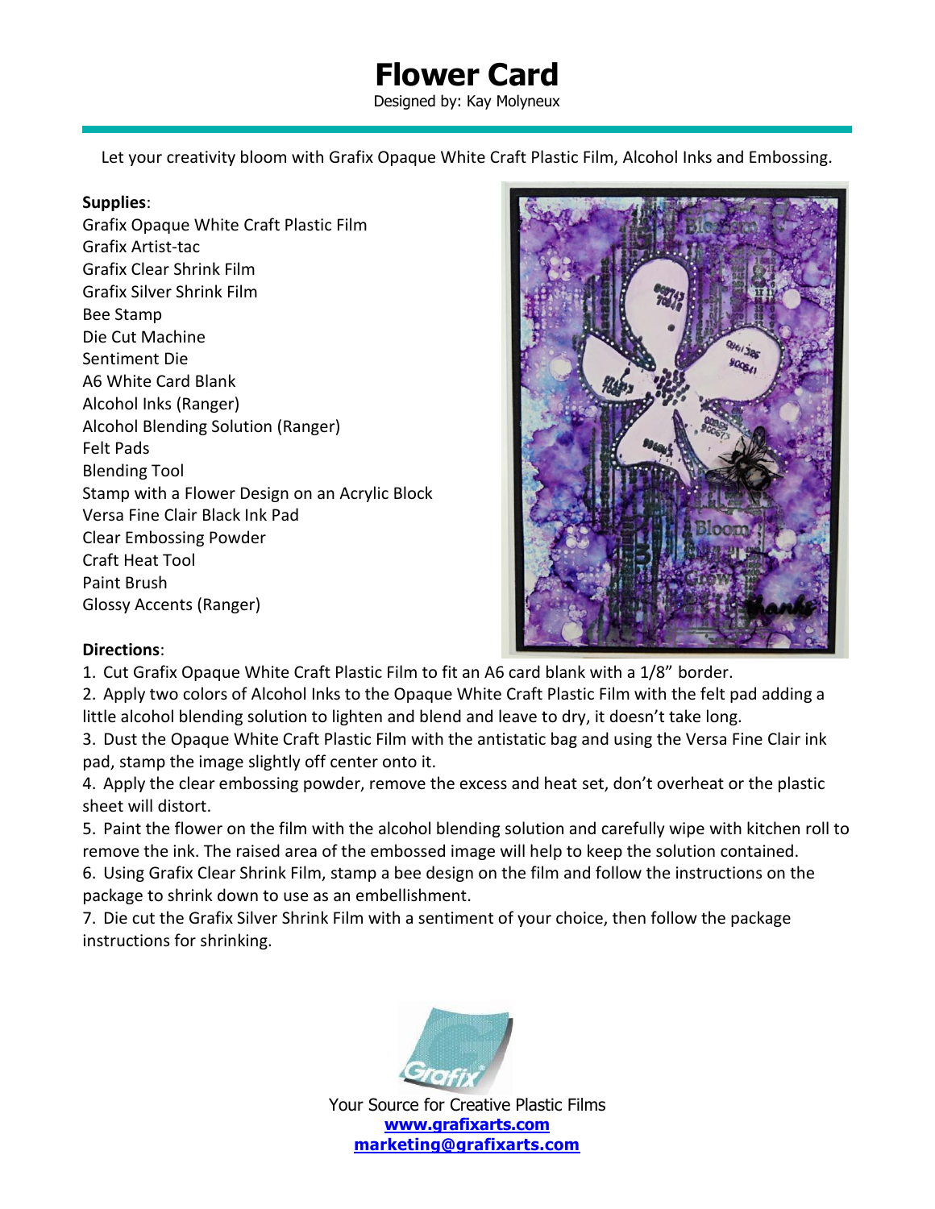# Flower Card

Designed by: Kay Molyneux

Let your creativity bloom with Grafix Opaque White Craft Plastic Film, Alcohol Inks and Embossing.

**Supplies**:

Grafix Opaque White Craft Plastic Film
Grafix Artist-tac
Grafix Clear Shrink Film
Grafix Silver Shrink Film
Bee Stamp
Die Cut Machine
Sentiment Die
A6 White Card Blank
Alcohol Inks (Ranger)
Alcohol Blending Solution (Ranger)
Felt Pads
Blending Tool
Stamp with a Flower Design on an Acrylic Block
Versa Fine Clair Black Ink Pad
Clear Embossing Powder
Craft Heat Tool
Paint Brush
Glossy Accents (Ranger)

**Directions**:

1. Cut Grafix Opaque White Craft Plastic Film to fit an A6 card blank with a 1/8" border.
2. Apply two colors of Alcohol Inks to the Opaque White Craft Plastic Film with the felt pad adding a little alcohol blending solution to lighten and blend and leave to dry, it doesn't take long.
3. Dust the Opaque White Craft Plastic Film with the antistatic bag and using the Versa Fine Clair ink pad, stamp the image slightly off center onto it.
4. Apply the clear embossing powder, remove the excess and heat set, don't overheat or the plastic sheet will distort.
5. Paint the flower on the film with the alcohol blending solution and carefully wipe with kitchen roll to remove the ink. The raised area of the embossed image will help to keep the solution contained.
6. Using Grafix Clear Shrink Film, stamp a bee design on the film and follow the instructions on the package to shrink down to use as an embellishment.
7. Die cut the Grafix Silver Shrink Film with a sentiment of your choice, then follow the package instructions for shrinking.

Your Source for Creative Plastic Films
**www.grafixarts.com**
**marketing@grafixarts.com**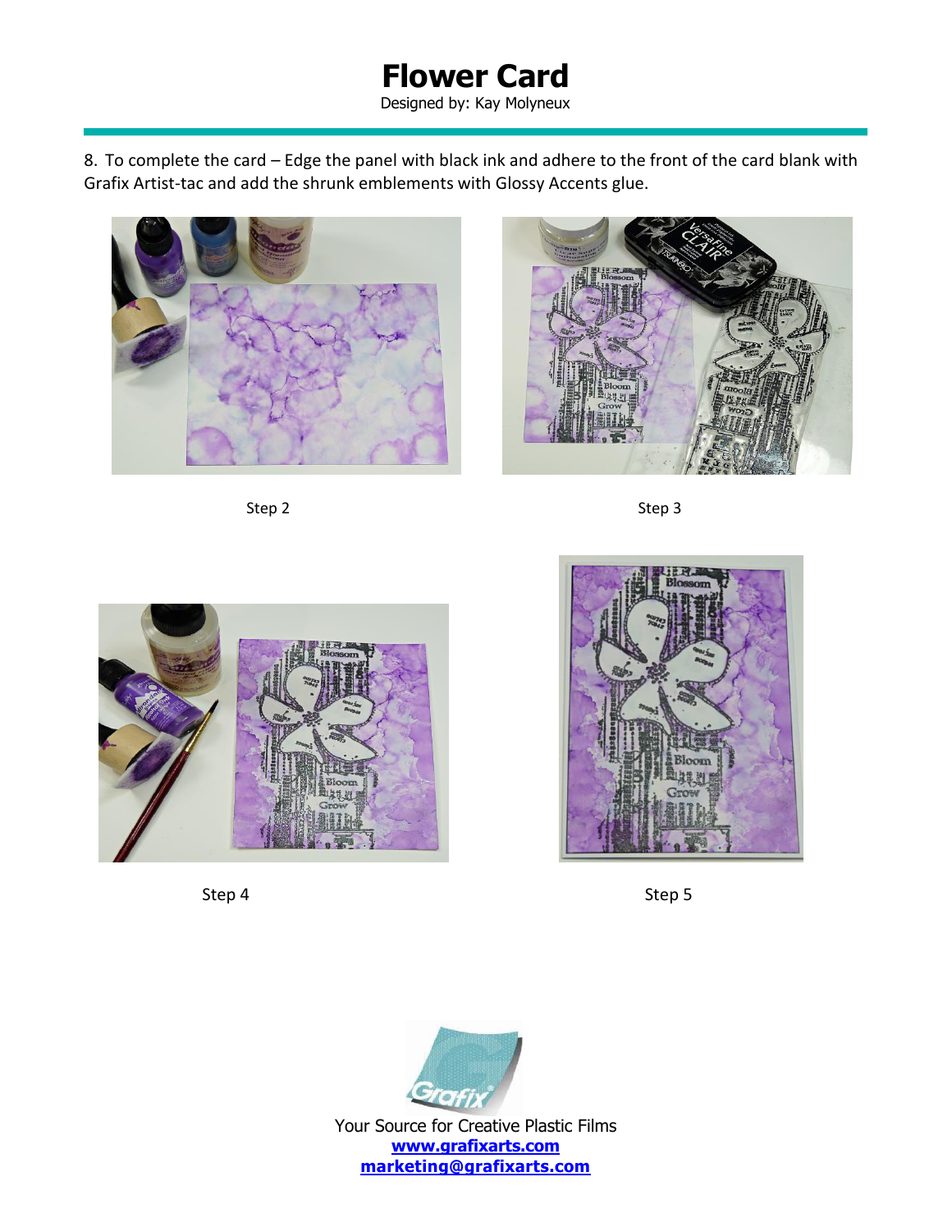# Flower Card

Designed by: Kay Molyneux

8. To complete the card – Edge the panel with black ink and adhere to the front of the card blank with Grafix Artist-tac and add the shrunk emblements with Glossy Accents glue.

Step 2

Step 3

Step 4

Step 5

Your Source for Creative Plastic Films

**www.grafixarts.com**

**marketing@grafixarts.com**